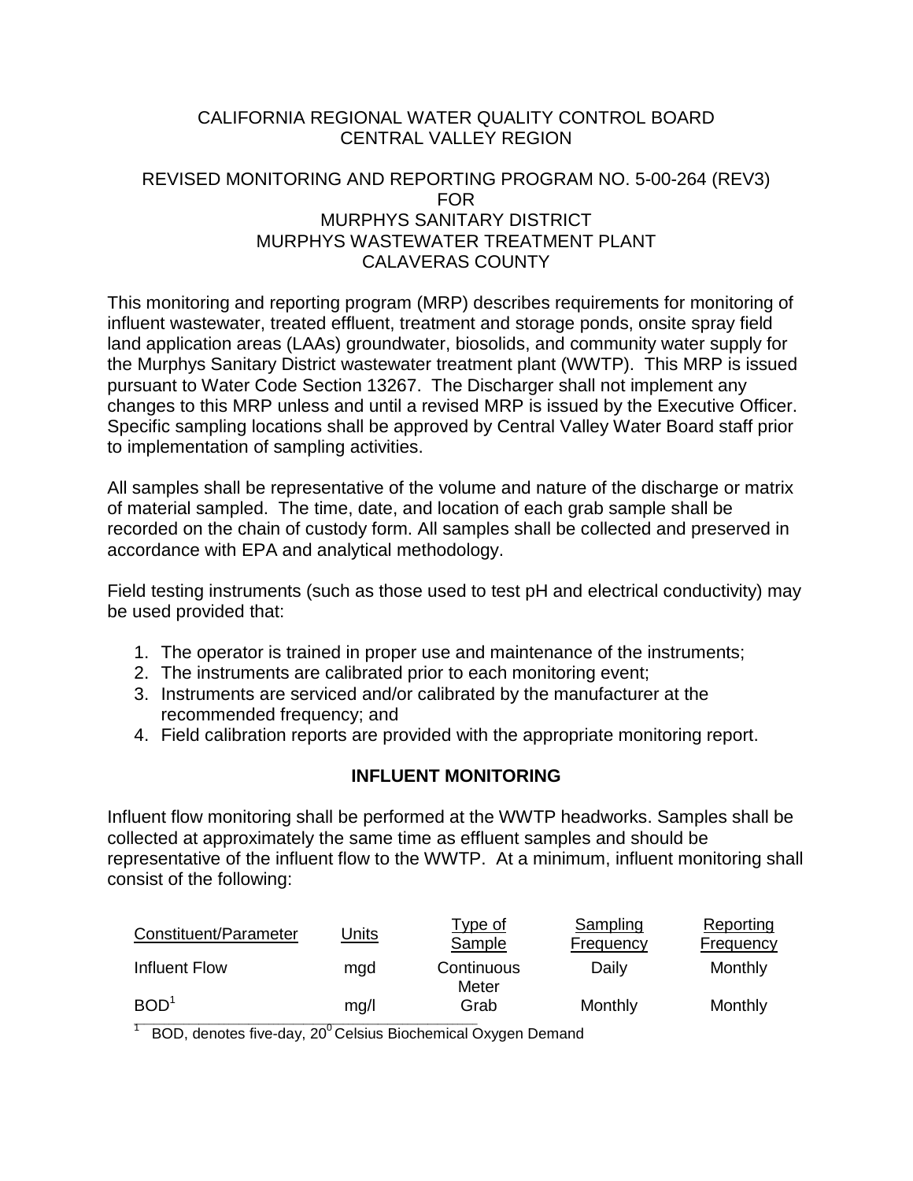CALIFORNIA REGIONAL WATER QUALITY CONTROL BOARD
CENTRAL VALLEY REGION

REVISED MONITORING AND REPORTING PROGRAM NO. 5-00-264 (REV3)
FOR
MURPHYS SANITARY DISTRICT
MURPHYS WASTEWATER TREATMENT PLANT
CALAVERAS COUNTY

This monitoring and reporting program (MRP) describes requirements for monitoring of influent wastewater, treated effluent, treatment and storage ponds, onsite spray field land application areas (LAAs) groundwater, biosolids, and community water supply for the Murphys Sanitary District wastewater treatment plant (WWTP). This MRP is issued pursuant to Water Code Section 13267. The Discharger shall not implement any changes to this MRP unless and until a revised MRP is issued by the Executive Officer. Specific sampling locations shall be approved by Central Valley Water Board staff prior to implementation of sampling activities.

All samples shall be representative of the volume and nature of the discharge or matrix of material sampled. The time, date, and location of each grab sample shall be recorded on the chain of custody form. All samples shall be collected and preserved in accordance with EPA and analytical methodology.

Field testing instruments (such as those used to test pH and electrical conductivity) may be used provided that:

1. The operator is trained in proper use and maintenance of the instruments;
2. The instruments are calibrated prior to each monitoring event;
3. Instruments are serviced and/or calibrated by the manufacturer at the recommended frequency; and
4. Field calibration reports are provided with the appropriate monitoring report.

## INFLUENT MONITORING

Influent flow monitoring shall be performed at the WWTP headworks. Samples shall be collected at approximately the same time as effluent samples and should be representative of the influent flow to the WWTP. At a minimum, influent monitoring shall consist of the following:

| Constituent/Parameter | Units | Type of Sample | Sampling Frequency | Reporting Frequency |
|---|---|---|---|---|
| Influent Flow | mgd | Continuous Meter | Daily | Monthly |
| BOD[1] | mg/l | Grab | Monthly | Monthly |

[1] BOD, denotes five-day, 20$^0$ Celsius Biochemical Oxygen Demand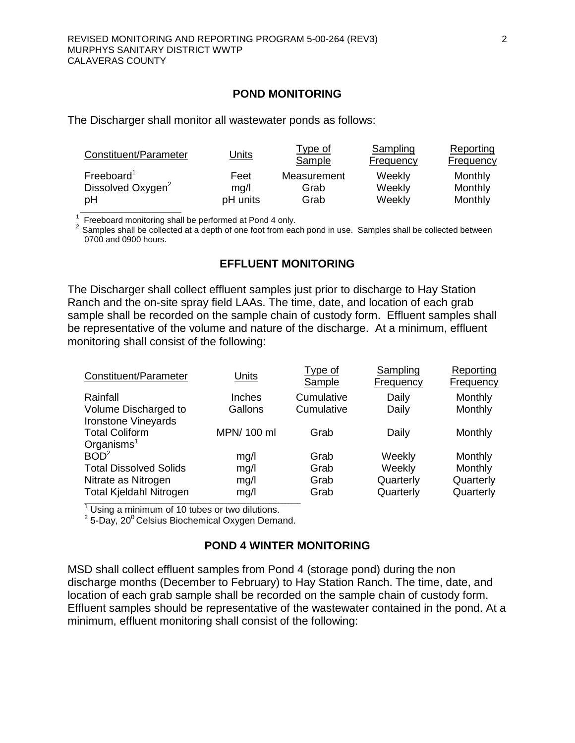## POND MONITORING

The Discharger shall monitor all wastewater ponds as follows:

| Constituent/Parameter | Units | Type of Sample | Sampling Frequency | Reporting Frequency |
|---|---|---|---|---|
| Freeboard[1] | Feet | Measurement | Weekly | Monthly |
| Dissolved Oxygen[2] | mg/l | Grab | Weekly | Monthly |
| pH | pH units | Grab | Weekly | Monthly |

[1] Freeboard monitoring shall be performed at Pond 4 only.
[2] Samples shall be collected at a depth of one foot from each pond in use. Samples shall be collected between 0700 and 0900 hours.

## EFFLUENT MONITORING

The Discharger shall collect effluent samples just prior to discharge to Hay Station Ranch and the on-site spray field LAAs. The time, date, and location of each grab sample shall be recorded on the sample chain of custody form. Effluent samples shall be representative of the volume and nature of the discharge. At a minimum, effluent monitoring shall consist of the following:

| Constituent/Parameter | Units | Type of Sample | Sampling Frequency | Reporting Frequency |
|---|---|---|---|---|
| Rainfall | Inches | Cumulative | Daily | Monthly |
| Volume Discharged to Ironstone Vineyards | Gallons | Cumulative | Daily | Monthly |
| Total Coliform Organisms[1] | MPN/ 100 ml | Grab | Daily | Monthly |
| BOD[2] | mg/l | Grab | Weekly | Monthly |
| Total Dissolved Solids | mg/l | Grab | Weekly | Monthly |
| Nitrate as Nitrogen | mg/l | Grab | Quarterly | Quarterly |
| Total Kjeldahl Nitrogen | mg/l | Grab | Quarterly | Quarterly |

[1] Using a minimum of 10 tubes or two dilutions.
[2] 5-Day, $20^0$ Celsius Biochemical Oxygen Demand.

## POND 4 WINTER MONITORING

MSD shall collect effluent samples from Pond 4 (storage pond) during the non discharge months (December to February) to Hay Station Ranch. The time, date, and location of each grab sample shall be recorded on the sample chain of custody form. Effluent samples should be representative of the wastewater contained in the pond. At a minimum, effluent monitoring shall consist of the following: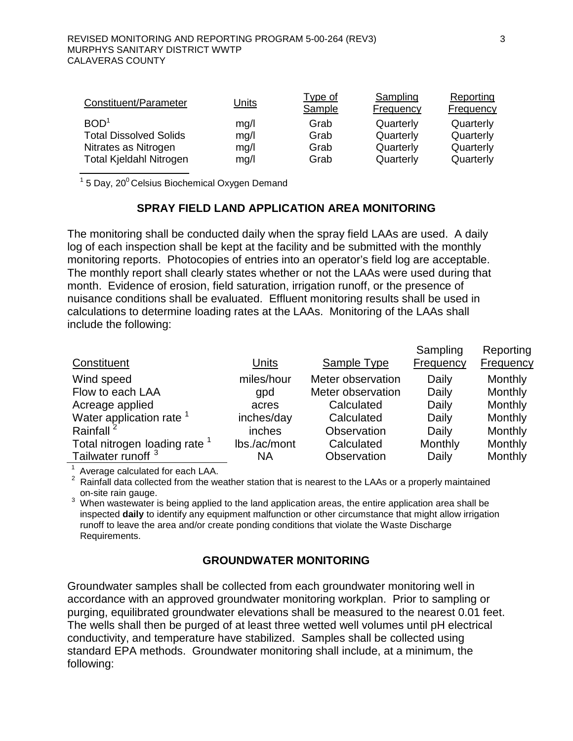| Constituent/Parameter | Units | Type of Sample | Sampling Frequency | Reporting Frequency |
|---|---|---|---|---|
| BOD[1] | mg/l | Grab | Quarterly | Quarterly |
| Total Dissolved Solids | mg/l | Grab | Quarterly | Quarterly |
| Nitrates as Nitrogen | mg/l | Grab | Quarterly | Quarterly |
| Total Kjeldahl Nitrogen | mg/l | Grab | Quarterly | Quarterly |

[1] 5 Day, $20^0$ Celsius Biochemical Oxygen Demand

## SPRAY FIELD LAND APPLICATION AREA MONITORING

The monitoring shall be conducted daily when the spray field LAAs are used. A daily log of each inspection shall be kept at the facility and be submitted with the monthly monitoring reports. Photocopies of entries into an operator's field log are acceptable. The monthly report shall clearly states whether or not the LAAs were used during that month. Evidence of erosion, field saturation, irrigation runoff, or the presence of nuisance conditions shall be evaluated. Effluent monitoring results shall be used in calculations to determine loading rates at the LAAs. Monitoring of the LAAs shall include the following:

| Constituent | Units | Sample Type | Sampling Frequency | Reporting Frequency |
|---|---|---|---|---|
| Wind speed | miles/hour | Meter observation | Daily | Monthly |
| Flow to each LAA | gpd | Meter observation | Daily | Monthly |
| Acreage applied | acres | Calculated | Daily | Monthly |
| Water application rate [1] | inches/day | Calculated | Daily | Monthly |
| Rainfall [2] | inches | Observation | Daily | Monthly |
| Total nitrogen loading rate [1] | lbs./ac/mont | Calculated | Monthly | Monthly |
| Tailwater runoff [3] | NA | Observation | Daily | Monthly |

[1] Average calculated for each LAA.

[2] Rainfall data collected from the weather station that is nearest to the LAAs or a properly maintained on-site rain gauge.

[3] When wastewater is being applied to the land application areas, the entire application area shall be inspected **daily** to identify any equipment malfunction or other circumstance that might allow irrigation runoff to leave the area and/or create ponding conditions that violate the Waste Discharge Requirements.

## GROUNDWATER MONITORING

Groundwater samples shall be collected from each groundwater monitoring well in accordance with an approved groundwater monitoring workplan. Prior to sampling or purging, equilibrated groundwater elevations shall be measured to the nearest 0.01 feet. The wells shall then be purged of at least three wetted well volumes until pH electrical conductivity, and temperature have stabilized. Samples shall be collected using standard EPA methods. Groundwater monitoring shall include, at a minimum, the following: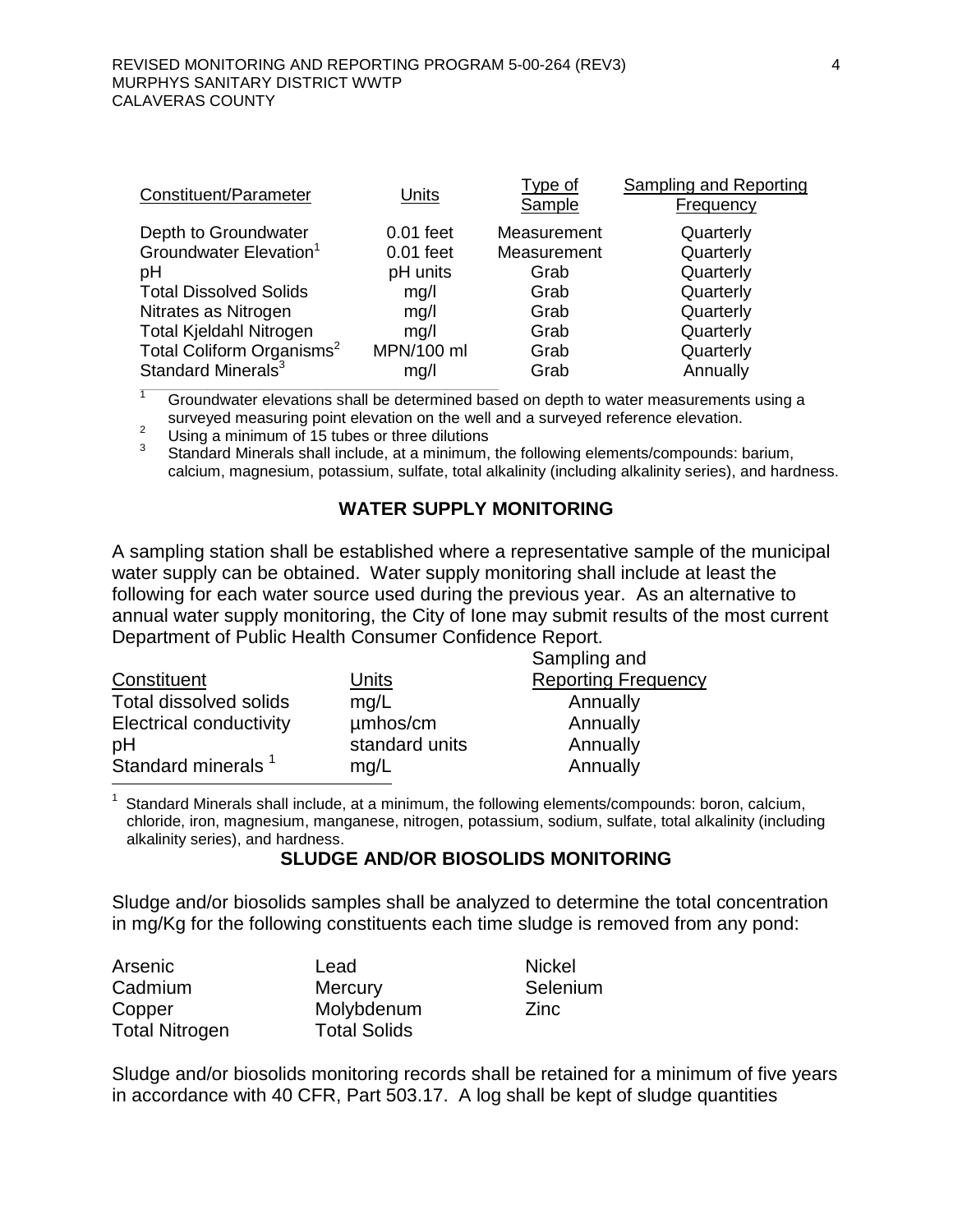| Constituent/Parameter | Units | Type of Sample | Sampling and Reporting Frequency |
|---|---|---|---|
| Depth to Groundwater | 0.01 feet | Measurement | Quarterly |
| Groundwater Elevation[1] | 0.01 feet | Measurement | Quarterly |
| pH | pH units | Grab | Quarterly |
| Total Dissolved Solids | mg/l | Grab | Quarterly |
| Nitrates as Nitrogen | mg/l | Grab | Quarterly |
| Total Kjeldahl Nitrogen | mg/l | Grab | Quarterly |
| Total Coliform Organisms[2] | MPN/100 ml | Grab | Quarterly |
| Standard Minerals[3] | mg/l | Grab | Annually |

[1] Groundwater elevations shall be determined based on depth to water measurements using a surveyed measuring point elevation on the well and a surveyed reference elevation.

[2] Using a minimum of 15 tubes or three dilutions

[3] Standard Minerals shall include, at a minimum, the following elements/compounds: barium, calcium, magnesium, potassium, sulfate, total alkalinity (including alkalinity series), and hardness.

## WATER SUPPLY MONITORING

A sampling station shall be established where a representative sample of the municipal water supply can be obtained. Water supply monitoring shall include at least the following for each water source used during the previous year. As an alternative to annual water supply monitoring, the City of Ione may submit results of the most current Department of Public Health Consumer Confidence Report.

| Constituent | Units | Sampling and Reporting Frequency |
|---|---|---|
| Total dissolved solids | mg/L | Annually |
| Electrical conductivity | µmhos/cm | Annually |
| pH | standard units | Annually |
| Standard minerals [1] | mg/L | Annually |

[1] Standard Minerals shall include, at a minimum, the following elements/compounds: boron, calcium, chloride, iron, magnesium, manganese, nitrogen, potassium, sodium, sulfate, total alkalinity (including alkalinity series), and hardness.

## SLUDGE AND/OR BIOSOLIDS MONITORING

Sludge and/or biosolids samples shall be analyzed to determine the total concentration in mg/Kg for the following constituents each time sludge is removed from any pond:

| | | |
|---|---|---|
| Arsenic | Lead | Nickel |
| Cadmium | Mercury | Selenium |
| Copper | Molybdenum | Zinc |
| Total Nitrogen | Total Solids | |

Sludge and/or biosolids monitoring records shall be retained for a minimum of five years in accordance with 40 CFR, Part 503.17. A log shall be kept of sludge quantities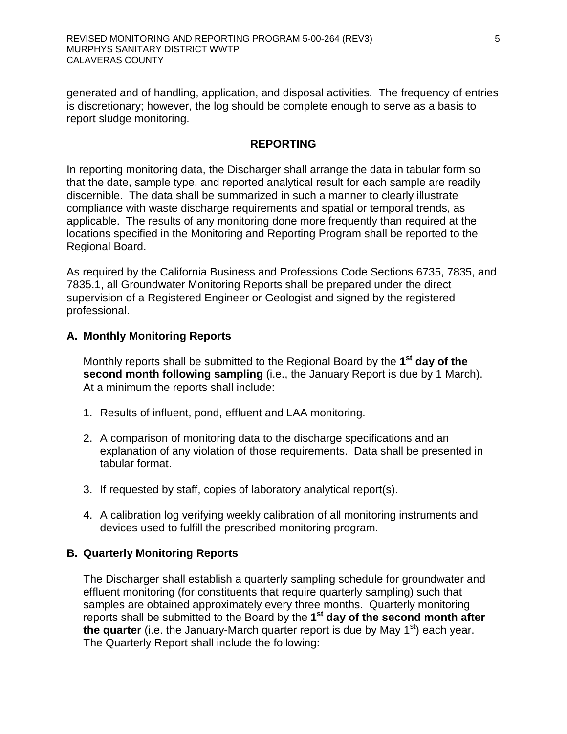generated and of handling, application, and disposal activities. The frequency of entries is discretionary; however, the log should be complete enough to serve as a basis to report sludge monitoring.

## REPORTING

In reporting monitoring data, the Discharger shall arrange the data in tabular form so that the date, sample type, and reported analytical result for each sample are readily discernible. The data shall be summarized in such a manner to clearly illustrate compliance with waste discharge requirements and spatial or temporal trends, as applicable. The results of any monitoring done more frequently than required at the locations specified in the Monitoring and Reporting Program shall be reported to the Regional Board.

As required by the California Business and Professions Code Sections 6735, 7835, and 7835.1, all Groundwater Monitoring Reports shall be prepared under the direct supervision of a Registered Engineer or Geologist and signed by the registered professional.

### A. Monthly Monitoring Reports

Monthly reports shall be submitted to the Regional Board by the **1st day of the second month following sampling** (i.e., the January Report is due by 1 March). At a minimum the reports shall include:

1. Results of influent, pond, effluent and LAA monitoring.

2. A comparison of monitoring data to the discharge specifications and an explanation of any violation of those requirements. Data shall be presented in tabular format.

3. If requested by staff, copies of laboratory analytical report(s).

4. A calibration log verifying weekly calibration of all monitoring instruments and devices used to fulfill the prescribed monitoring program.

### B. Quarterly Monitoring Reports

The Discharger shall establish a quarterly sampling schedule for groundwater and effluent monitoring (for constituents that require quarterly sampling) such that samples are obtained approximately every three months. Quarterly monitoring reports shall be submitted to the Board by the **1st day of the second month after the quarter** (i.e. the January-March quarter report is due by May 1st) each year. The Quarterly Report shall include the following: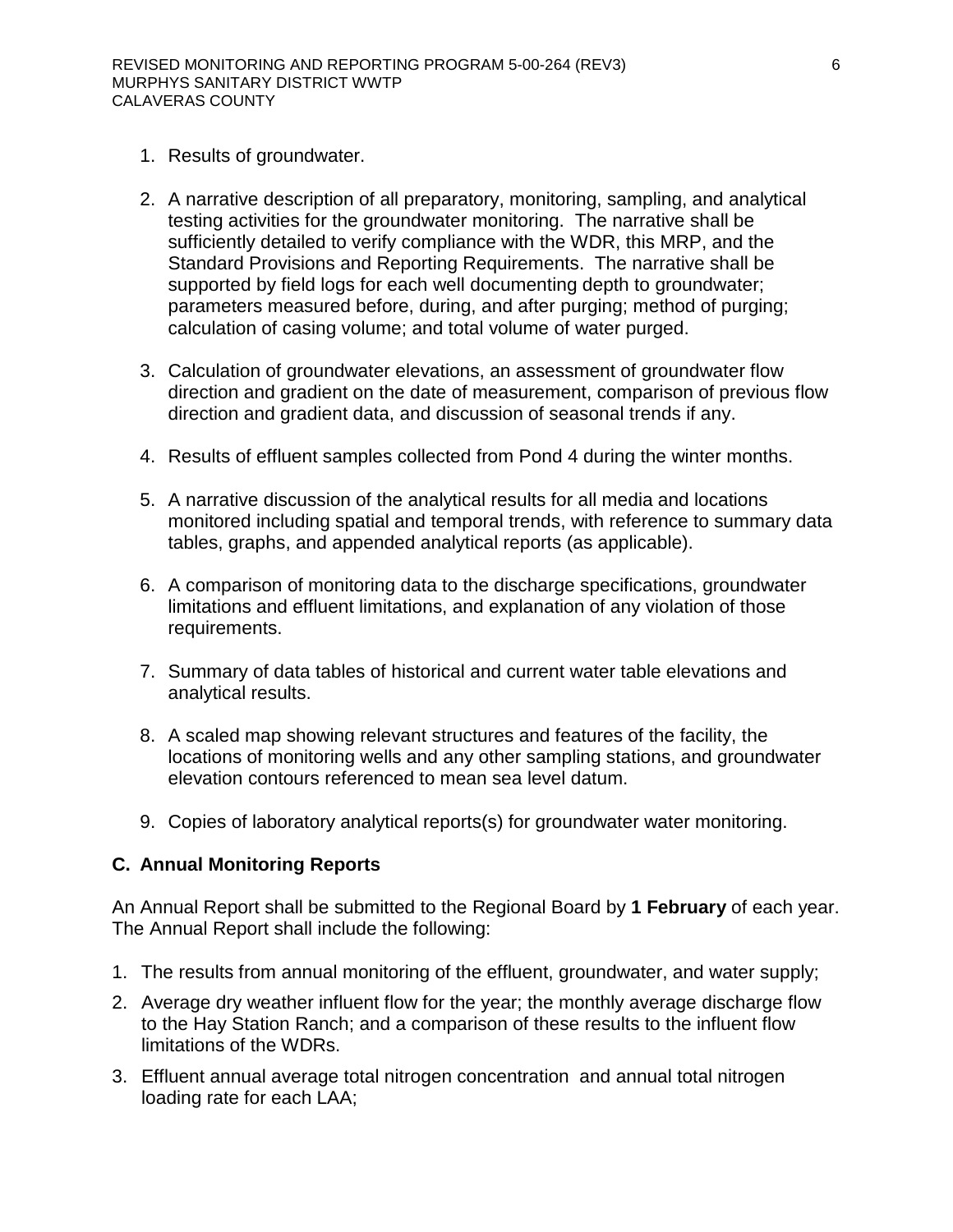1. Results of groundwater.

2. A narrative description of all preparatory, monitoring, sampling, and analytical testing activities for the groundwater monitoring. The narrative shall be sufficiently detailed to verify compliance with the WDR, this MRP, and the Standard Provisions and Reporting Requirements. The narrative shall be supported by field logs for each well documenting depth to groundwater; parameters measured before, during, and after purging; method of purging; calculation of casing volume; and total volume of water purged.

3. Calculation of groundwater elevations, an assessment of groundwater flow direction and gradient on the date of measurement, comparison of previous flow direction and gradient data, and discussion of seasonal trends if any.

4. Results of effluent samples collected from Pond 4 during the winter months.

5. A narrative discussion of the analytical results for all media and locations monitored including spatial and temporal trends, with reference to summary data tables, graphs, and appended analytical reports (as applicable).

6. A comparison of monitoring data to the discharge specifications, groundwater limitations and effluent limitations, and explanation of any violation of those requirements.

7. Summary of data tables of historical and current water table elevations and analytical results.

8. A scaled map showing relevant structures and features of the facility, the locations of monitoring wells and any other sampling stations, and groundwater elevation contours referenced to mean sea level datum.

9. Copies of laboratory analytical reports(s) for groundwater water monitoring.

## C. Annual Monitoring Reports

An Annual Report shall be submitted to the Regional Board by **1 February** of each year. The Annual Report shall include the following:

1. The results from annual monitoring of the effluent, groundwater, and water supply;

2. Average dry weather influent flow for the year; the monthly average discharge flow to the Hay Station Ranch; and a comparison of these results to the influent flow limitations of the WDRs.

3. Effluent annual average total nitrogen concentration and annual total nitrogen loading rate for each LAA;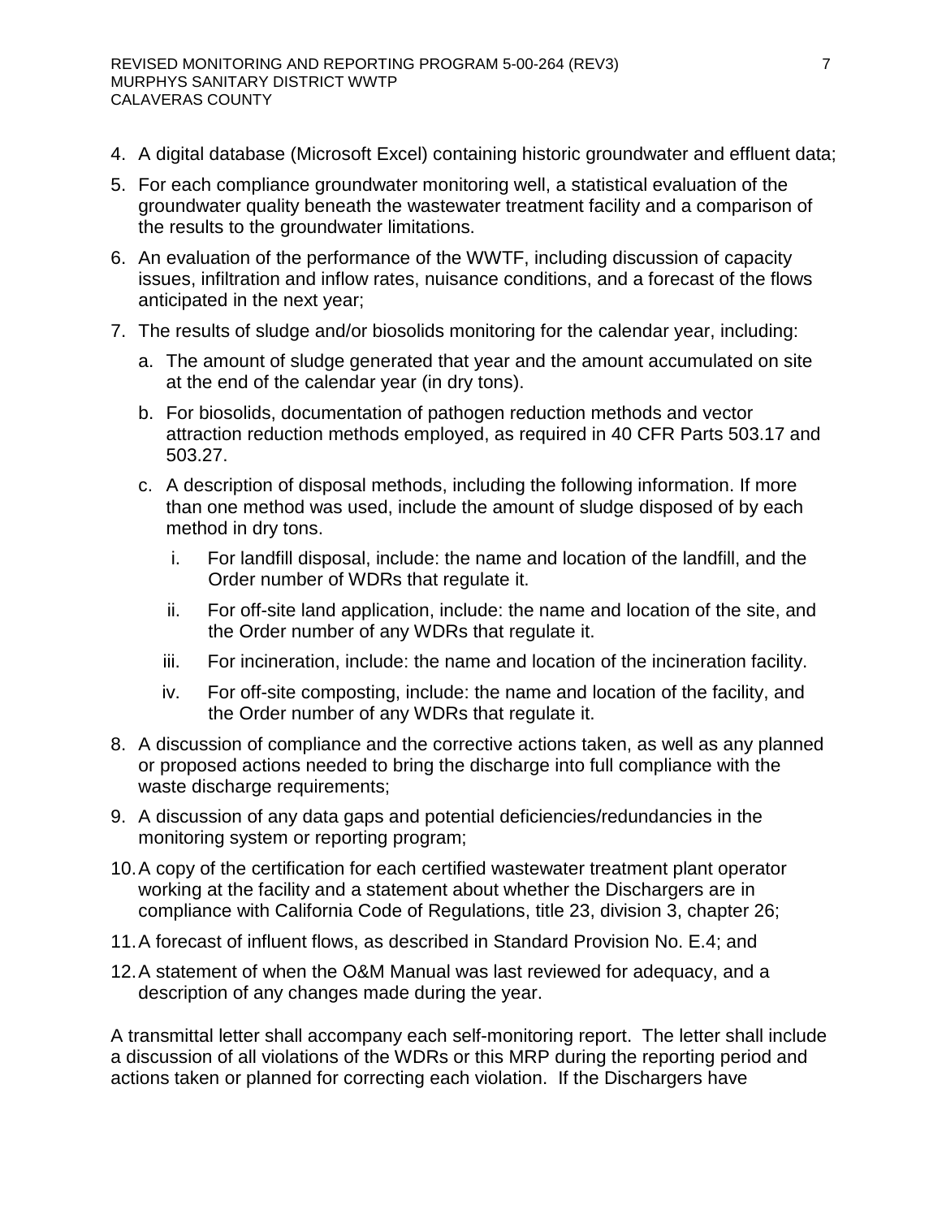4. A digital database (Microsoft Excel) containing historic groundwater and effluent data;
5. For each compliance groundwater monitoring well, a statistical evaluation of the groundwater quality beneath the wastewater treatment facility and a comparison of the results to the groundwater limitations.
6. An evaluation of the performance of the WWTF, including discussion of capacity issues, infiltration and inflow rates, nuisance conditions, and a forecast of the flows anticipated in the next year;
7. The results of sludge and/or biosolids monitoring for the calendar year, including:
   a. The amount of sludge generated that year and the amount accumulated on site at the end of the calendar year (in dry tons).
   b. For biosolids, documentation of pathogen reduction methods and vector attraction reduction methods employed, as required in 40 CFR Parts 503.17 and 503.27.
   c. A description of disposal methods, including the following information. If more than one method was used, include the amount of sludge disposed of by each method in dry tons.
      i. For landfill disposal, include: the name and location of the landfill, and the Order number of WDRs that regulate it.
      ii. For off-site land application, include: the name and location of the site, and the Order number of any WDRs that regulate it.
      iii. For incineration, include: the name and location of the incineration facility.
      iv. For off-site composting, include: the name and location of the facility, and the Order number of any WDRs that regulate it.
8. A discussion of compliance and the corrective actions taken, as well as any planned or proposed actions needed to bring the discharge into full compliance with the waste discharge requirements;
9. A discussion of any data gaps and potential deficiencies/redundancies in the monitoring system or reporting program;
10. A copy of the certification for each certified wastewater treatment plant operator working at the facility and a statement about whether the Dischargers are in compliance with California Code of Regulations, title 23, division 3, chapter 26;
11. A forecast of influent flows, as described in Standard Provision No. E.4; and
12. A statement of when the O&M Manual was last reviewed for adequacy, and a description of any changes made during the year.

A transmittal letter shall accompany each self-monitoring report. The letter shall include a discussion of all violations of the WDRs or this MRP during the reporting period and actions taken or planned for correcting each violation. If the Dischargers have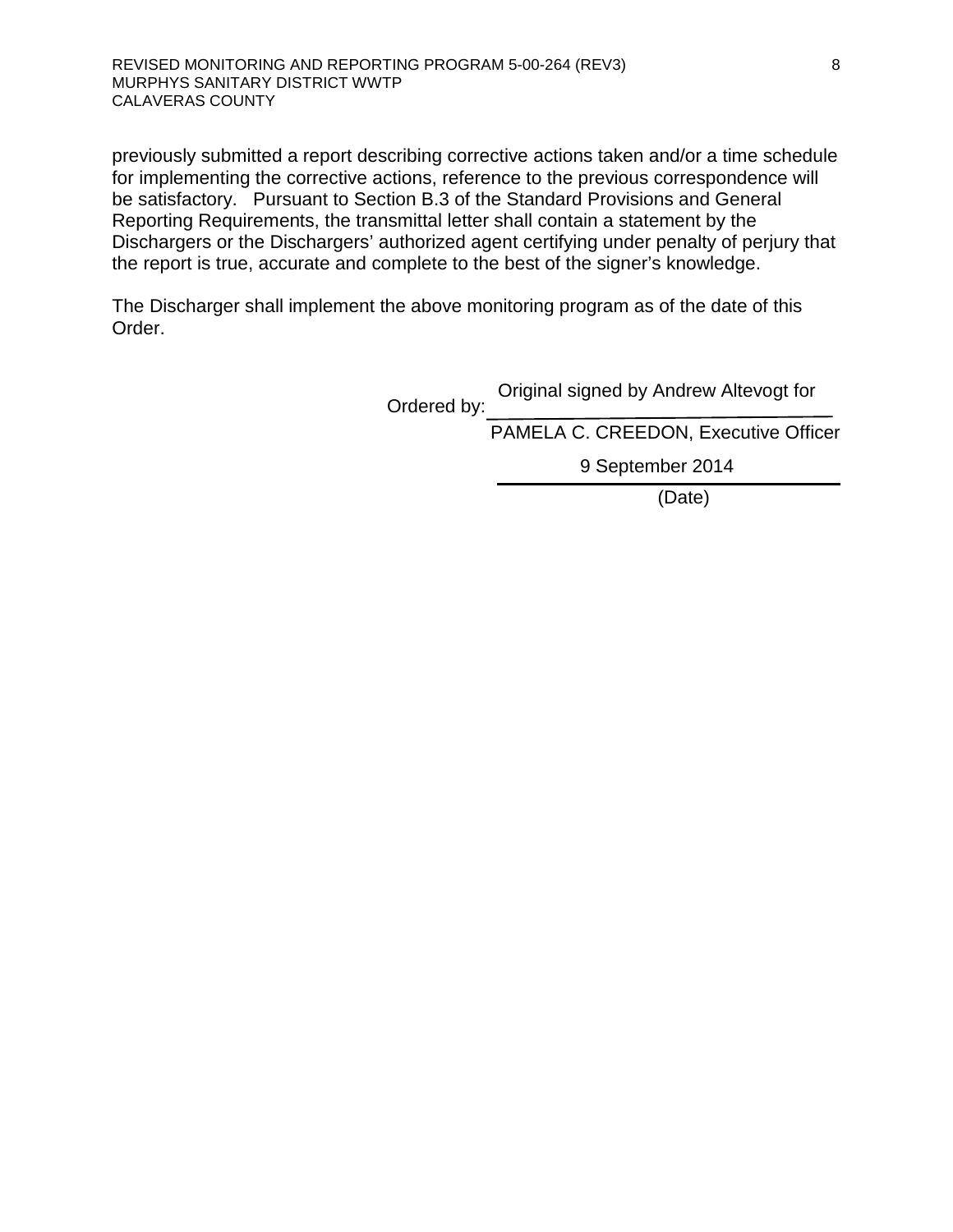previously submitted a report describing corrective actions taken and/or a time schedule for implementing the corrective actions, reference to the previous correspondence will be satisfactory. Pursuant to Section B.3 of the Standard Provisions and General Reporting Requirements, the transmittal letter shall contain a statement by the Dischargers or the Dischargers' authorized agent certifying under penalty of perjury that the report is true, accurate and complete to the best of the signer's knowledge.

The Discharger shall implement the above monitoring program as of the date of this Order.

Ordered by: Original signed by Andrew Altevogt for

PAMELA C. CREEDON, Executive Officer

9 September 2014

(Date)